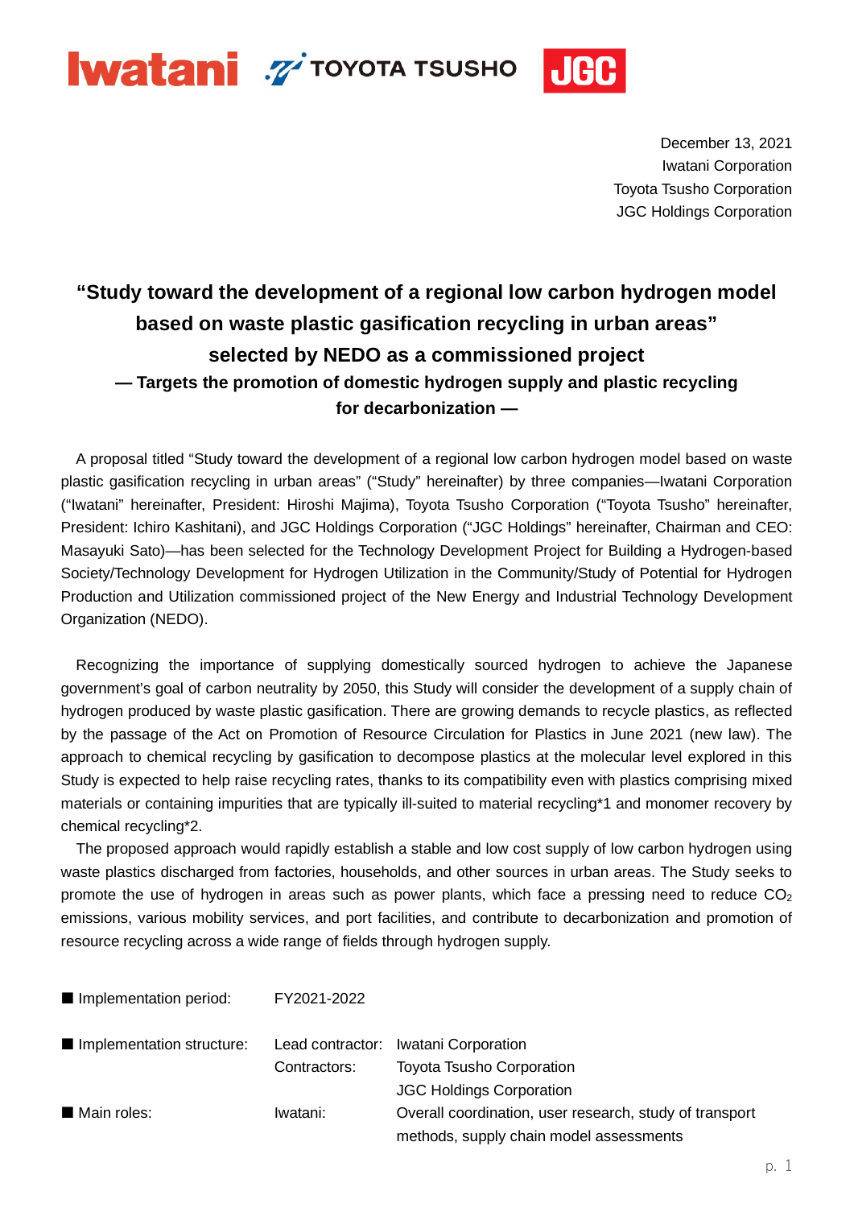Iwatani TOYOTA TSUSHO JGC

December 13, 2021
Iwatani Corporation
Toyota Tsusho Corporation
JGC Holdings Corporation

# "Study toward the development of a regional low carbon hydrogen model based on waste plastic gasification recycling in urban areas" selected by NEDO as a commissioned project

## — Targets the promotion of domestic hydrogen supply and plastic recycling for decarbonization —

A proposal titled "Study toward the development of a regional low carbon hydrogen model based on waste plastic gasification recycling in urban areas" ("Study" hereinafter) by three companies—Iwatani Corporation ("Iwatani" hereinafter, President: Hiroshi Majima), Toyota Tsusho Corporation ("Toyota Tsusho" hereinafter, President: Ichiro Kashitani), and JGC Holdings Corporation ("JGC Holdings" hereinafter, Chairman and CEO: Masayuki Sato)—has been selected for the Technology Development Project for Building a Hydrogen-based Society/Technology Development for Hydrogen Utilization in the Community/Study of Potential for Hydrogen Production and Utilization commissioned project of the New Energy and Industrial Technology Development Organization (NEDO).

Recognizing the importance of supplying domestically sourced hydrogen to achieve the Japanese government's goal of carbon neutrality by 2050, this Study will consider the development of a supply chain of hydrogen produced by waste plastic gasification. There are growing demands to recycle plastics, as reflected by the passage of the Act on Promotion of Resource Circulation for Plastics in June 2021 (new law). The approach to chemical recycling by gasification to decompose plastics at the molecular level explored in this Study is expected to help raise recycling rates, thanks to its compatibility even with plastics comprising mixed materials or containing impurities that are typically ill-suited to material recycling*1 and monomer recovery by chemical recycling*2.

The proposed approach would rapidly establish a stable and low cost supply of low carbon hydrogen using waste plastics discharged from factories, households, and other sources in urban areas. The Study seeks to promote the use of hydrogen in areas such as power plants, which face a pressing need to reduce $CO_2$ emissions, various mobility services, and port facilities, and contribute to decarbonization and promotion of resource recycling across a wide range of fields through hydrogen supply.

■ Implementation period: FY2021-2022

■ Implementation structure:
- Lead contractor: Iwatani Corporation
- Contractors: Toyota Tsusho Corporation, JGC Holdings Corporation

■ Main roles:
- Iwatani: Overall coordination, user research, study of transport methods, supply chain model assessments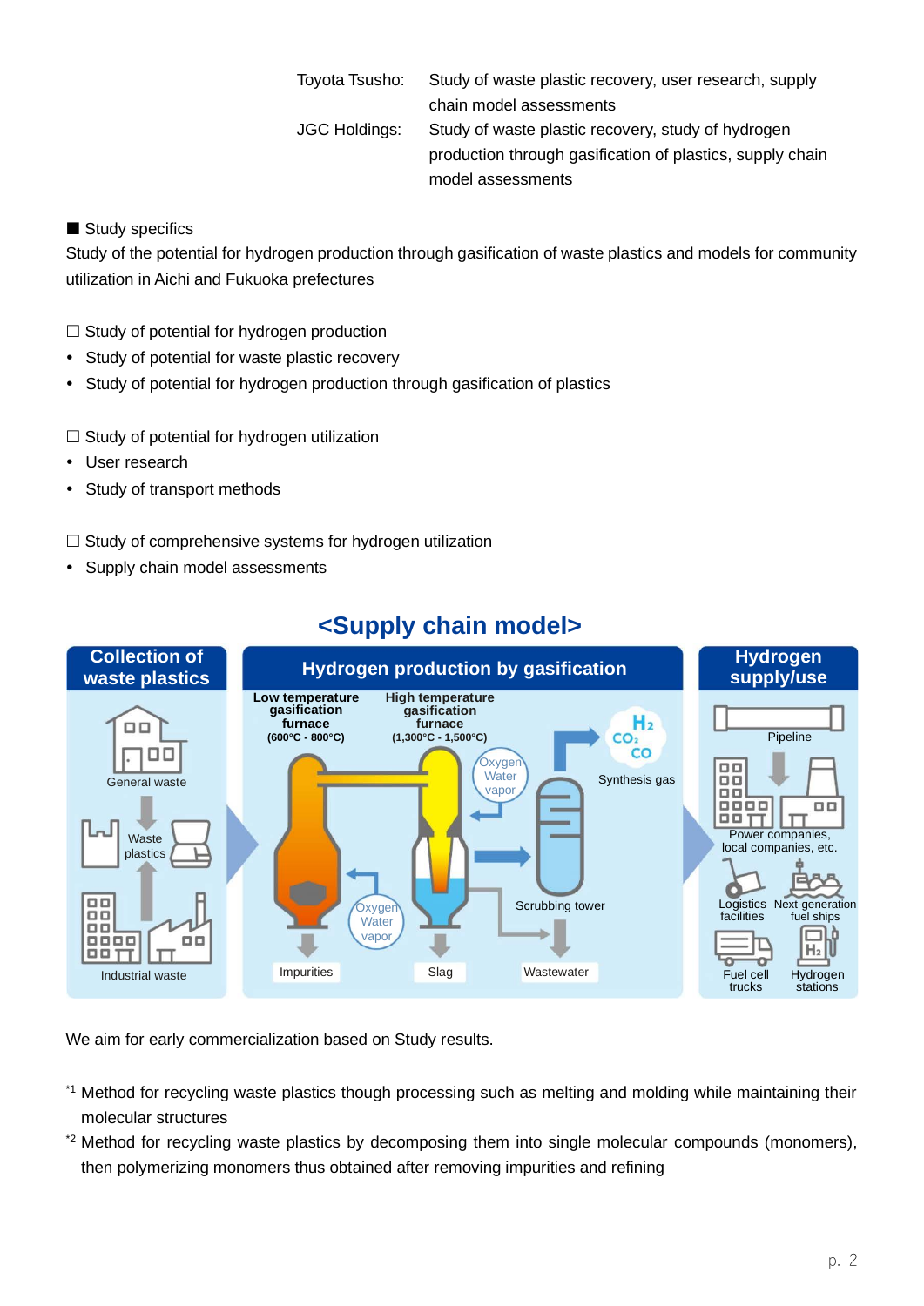| | |
|---|---|
| Toyota Tsusho: | Study of waste plastic recovery, user research, supply chain model assessments |
| JGC Holdings: | Study of waste plastic recovery, study of hydrogen production through gasification of plastics, supply chain model assessments |

■ Study specifics

Study of the potential for hydrogen production through gasification of waste plastics and models for community utilization in Aichi and Fukuoka prefectures

☐ Study of potential for hydrogen production

- Study of potential for waste plastic recovery
- Study of potential for hydrogen production through gasification of plastics

☐ Study of potential for hydrogen utilization

- User research
- Study of transport methods

☐ Study of comprehensive systems for hydrogen utilization

- Supply chain model assessments

## <Supply chain model>

**Collection of waste plastics**

General waste

Waste plastics

Industrial waste

**Hydrogen production by gasification**

Low temperature gasification furnace (600°C - 800°C)

High temperature gasification furnace (1,300°C - 1,500°C)

Oxygen Water vapor

Oxygen Water vapor

$H_2$ $CO_2$ $CO$ Synthesis gas

Scrubbing tower

Impurities

Slag

Wastewater

**Hydrogen supply/use**

Pipeline

Power companies, local companies, etc.

Logistics facilities

Next-generation fuel ships

Fuel cell trucks

Hydrogen stations

We aim for early commercialization based on Study results.

[*1] Method for recycling waste plastics though processing such as melting and molding while maintaining their molecular structures

[*2] Method for recycling waste plastics by decomposing them into single molecular compounds (monomers), then polymerizing monomers thus obtained after removing impurities and refining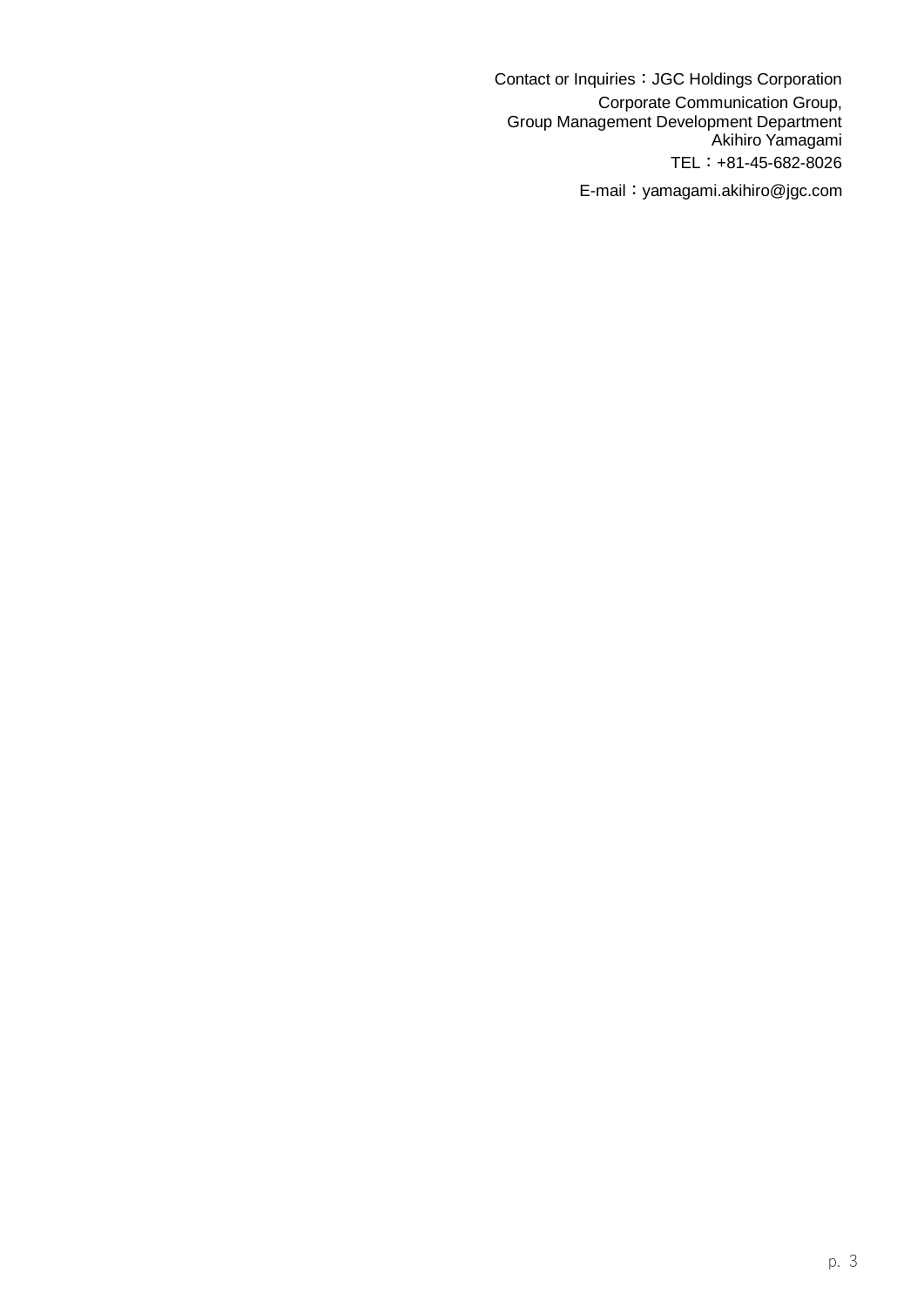Contact or Inquiries：JGC Holdings Corporation  
Corporate Communication Group,  
Group Management Development Department  
Akihiro Yamagami  
TEL：+81-45-682-8026  
E-mail：yamagami.akihiro@jgc.com